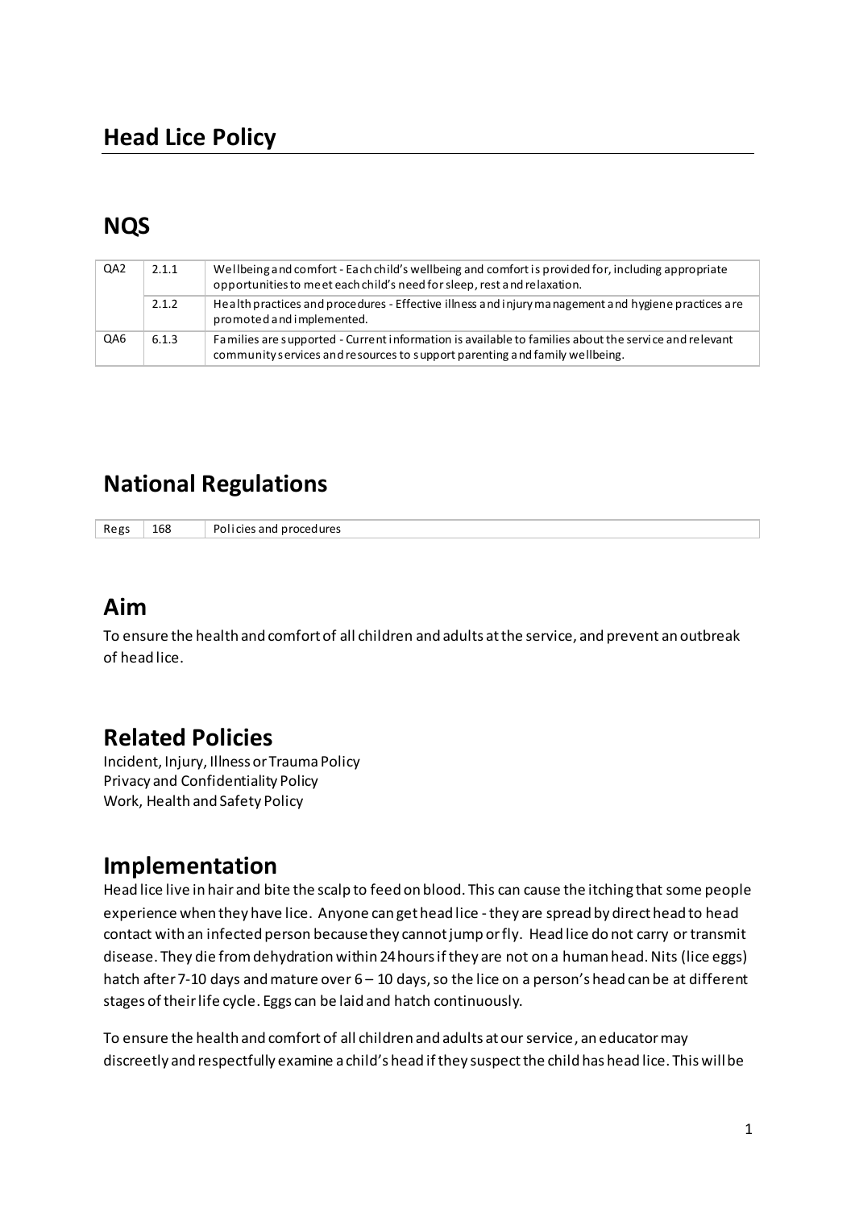# Head Lice Policy

## NQS

| QA2 | 2.1.1 | Wellbeing and comfort - Each child's wellbeing and comfort is provided for, including appropriate opportunities to meet each child's need for sleep, rest and relaxation. |
|---|---|---|
| | 2.1.2 | Health practices and procedures - Effective illness and injury management and hygiene practices are promoted and implemented. |
| QA6 | 6.1.3 | Families are supported - Current information is available to families about the service and relevant community services and resources to support parenting and family wellbeing. |

## National Regulations

| Regs | 168 | Policies and procedures |
|---|---|---|

## Aim

To ensure the health and comfort of all children and adults at the service, and prevent an outbreak of head lice.

## Related Policies

Incident, Injury, Illness or Trauma Policy
Privacy and Confidentiality Policy
Work, Health and Safety Policy

## Implementation

Head lice live in hair and bite the scalp to feed on blood. This can cause the itching that some people experience when they have lice. Anyone can get head lice - they are spread by direct head to head contact with an infected person because they cannot jump or fly. Head lice do not carry or transmit disease. They die from dehydration within 24 hours if they are not on a human head. Nits (lice eggs) hatch after 7-10 days and mature over 6 – 10 days, so the lice on a person's head can be at different stages of their life cycle. Eggs can be laid and hatch continuously.

To ensure the health and comfort of all children and adults at our service, an educator may discreetly and respectfully examine a child's head if they suspect the child has head lice. This will be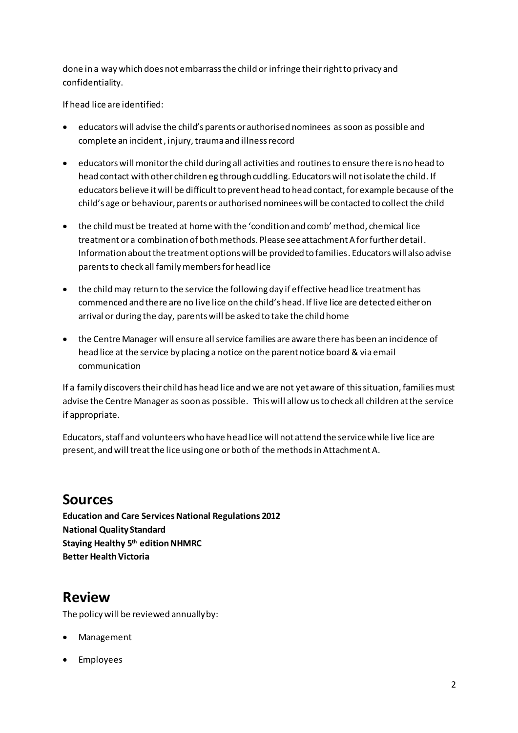done in a way which does not embarrass the child or infringe their right to privacy and confidentiality.

If head lice are identified:

- educators will advise the child's parents or authorised nominees as soon as possible and complete an incident, injury, trauma and illness record
- educators will monitor the child during all activities and routines to ensure there is no head to head contact with other children eg through cuddling. Educators will not isolate the child. If educators believe it will be difficult to prevent head to head contact, for example because of the child's age or behaviour, parents or authorised nominees will be contacted to collect the child
- the child must be treated at home with the 'condition and comb' method, chemical lice treatment or a combination of both methods. Please see attachment A for further detail. Information about the treatment options will be provided to families. Educators will also advise parents to check all family members for head lice
- the child may return to the service the following day if effective head lice treatment has commenced and there are no live lice on the child's head. If live lice are detected either on arrival or during the day, parents will be asked to take the child home
- the Centre Manager will ensure all service families are aware there has been an incidence of head lice at the service by placing a notice on the parent notice board & via email communication

If a family discovers their child has head lice and we are not yet aware of this situation, families must advise the Centre Manager as soon as possible. This will allow us to check all children at the service if appropriate.

Educators, staff and volunteers who have head lice will not attend the service while live lice are present, and will treat the lice using one or both of the methods in Attachment A.

## Sources

**Education and Care Services National Regulations 2012**
**National Quality Standard**
**Staying Healthy 5th edition NHMRC**
**Better Health Victoria**

## Review

The policy will be reviewed annually by:

- Management
- Employees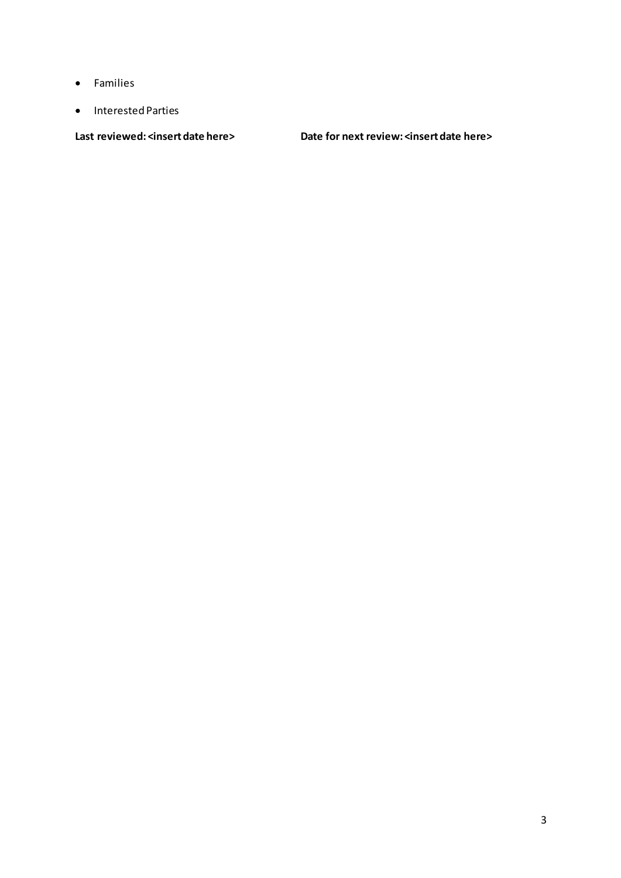- Families
- Interested Parties

**Last reviewed: <insert date here>** **Date for next review: <insert date here>**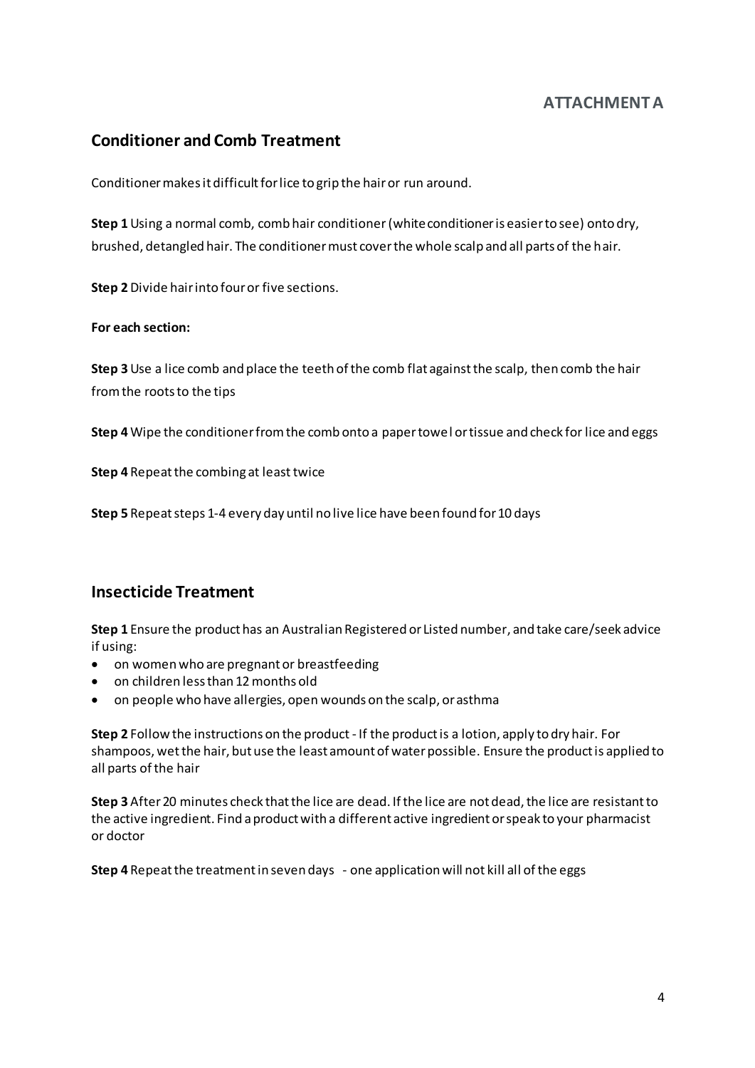# ATTACHMENT A

## Conditioner and Comb Treatment

Conditioner makes it difficult for lice to grip the hair or run around.

**Step 1** Using a normal comb, comb hair conditioner (white conditioner is easier to see) onto dry, brushed, detangled hair. The conditioner must cover the whole scalp and all parts of the hair.

**Step 2** Divide hair into four or five sections.

**For each section:**

**Step 3** Use a lice comb and place the teeth of the comb flat against the scalp, then comb the hair from the roots to the tips

**Step 4** Wipe the conditioner from the comb onto a paper towel or tissue and check for lice and eggs

**Step 4** Repeat the combing at least twice

**Step 5** Repeat steps 1-4 every day until no live lice have been found for 10 days

## Insecticide Treatment

**Step 1** Ensure the product has an Australian Registered or Listed number, and take care/seek advice if using:

- on women who are pregnant or breastfeeding
- on children less than 12 months old
- on people who have allergies, open wounds on the scalp, or asthma

**Step 2** Follow the instructions on the product - If the product is a lotion, apply to dry hair. For shampoos, wet the hair, but use the least amount of water possible. Ensure the product is applied to all parts of the hair

**Step 3** After 20 minutes check that the lice are dead. If the lice are not dead, the lice are resistant to the active ingredient. Find a product with a different active ingredient or speak to your pharmacist or doctor

**Step 4** Repeat the treatment in seven days - one application will not kill all of the eggs